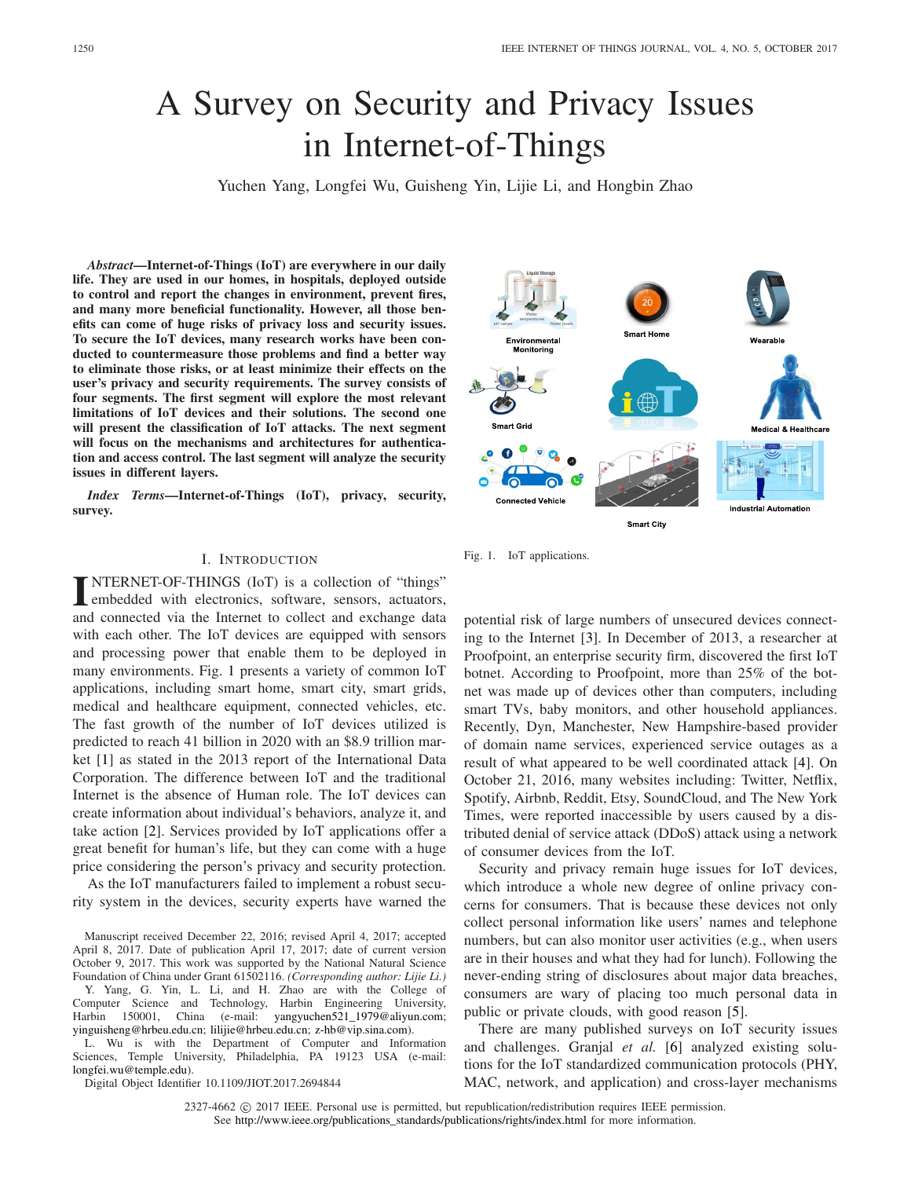# A Survey on Security and Privacy Issues in Internet-of-Things

Yuchen Yang, Longfei Wu, Guisheng Yin, Lijie Li, and Hongbin Zhao

***Abstract*—Internet-of-Things (IoT) are everywhere in our daily life. They are used in our homes, in hospitals, deployed outside to control and report the changes in environment, prevent fires, and many more beneficial functionality. However, all those benefits can come of huge risks of privacy loss and security issues. To secure the IoT devices, many research works have been conducted to countermeasure those problems and find a better way to eliminate those risks, or at least minimize their effects on the user's privacy and security requirements. The survey consists of four segments. The first segment will explore the most relevant limitations of IoT devices and their solutions. The second one will present the classification of IoT attacks. The next segment will focus on the mechanisms and architectures for authentication and access control. The last segment will analyze the security issues in different layers.**

***Index Terms*—Internet-of-Things (IoT), privacy, security, survey.**

Fig. 1. IoT applications.

## I. Introduction

INTERNET-OF-THINGS (IoT) is a collection of "things" embedded with electronics, software, sensors, actuators, and connected via the Internet to collect and exchange data with each other. The IoT devices are equipped with sensors and processing power that enable them to be deployed in many environments. Fig. 1 presents a variety of common IoT applications, including smart home, smart city, smart grids, medical and healthcare equipment, connected vehicles, etc. The fast growth of the number of IoT devices utilized is predicted to reach 41 billion in 2020 with an $8.9 trillion market [1] as stated in the 2013 report of the International Data Corporation. The difference between IoT and the traditional Internet is the absence of Human role. The IoT devices can create information about individual's behaviors, analyze it, and take action [2]. Services provided by IoT applications offer a great benefit for human's life, but they can come with a huge price considering the person's privacy and security protection.

As the IoT manufacturers failed to implement a robust security system in the devices, security experts have warned the potential risk of large numbers of unsecured devices connecting to the Internet [3]. In December of 2013, a researcher at Proofpoint, an enterprise security firm, discovered the first IoT botnet. According to Proofpoint, more than 25% of the botnet was made up of devices other than computers, including smart TVs, baby monitors, and other household appliances. Recently, Dyn, Manchester, New Hampshire-based provider of domain name services, experienced service outages as a result of what appeared to be well coordinated attack [4]. On October 21, 2016, many websites including: Twitter, Netflix, Spotify, Airbnb, Reddit, Etsy, SoundCloud, and The New York Times, were reported inaccessible by users caused by a distributed denial of service attack (DDoS) attack using a network of consumer devices from the IoT.

Security and privacy remain huge issues for IoT devices, which introduce a whole new degree of online privacy concerns for consumers. That is because these devices not only collect personal information like users' names and telephone numbers, but can also monitor user activities (e.g., when users are in their houses and what they had for lunch). Following the never-ending string of disclosures about major data breaches, consumers are wary of placing too much personal data in public or private clouds, with good reason [5].

There are many published surveys on IoT security issues and challenges. Granjal *et al.* [6] analyzed existing solutions for the IoT standardized communication protocols (PHY, MAC, network, and application) and cross-layer mechanisms

Manuscript received December 22, 2016; revised April 4, 2017; accepted April 8, 2017. Date of publication April 17, 2017; date of current version October 9, 2017. This work was supported by the National Natural Science Foundation of China under Grant 61502116. *(Corresponding author: Lijie Li.)*

Y. Yang, G. Yin, L. Li, and H. Zhao are with the College of Computer Science and Technology, Harbin Engineering University, Harbin 150001, China (e-mail: yangyuchen521_1979@aliyun.com; yinguisheng@hrbeu.edu.cn; lilijie@hrbeu.edu.cn; z-hb@vip.sina.com).

L. Wu is with the Department of Computer and Information Sciences, Temple University, Philadelphia, PA 19123 USA (e-mail: longfei.wu@temple.edu).

Digital Object Identifier 10.1109/JIOT.2017.2694844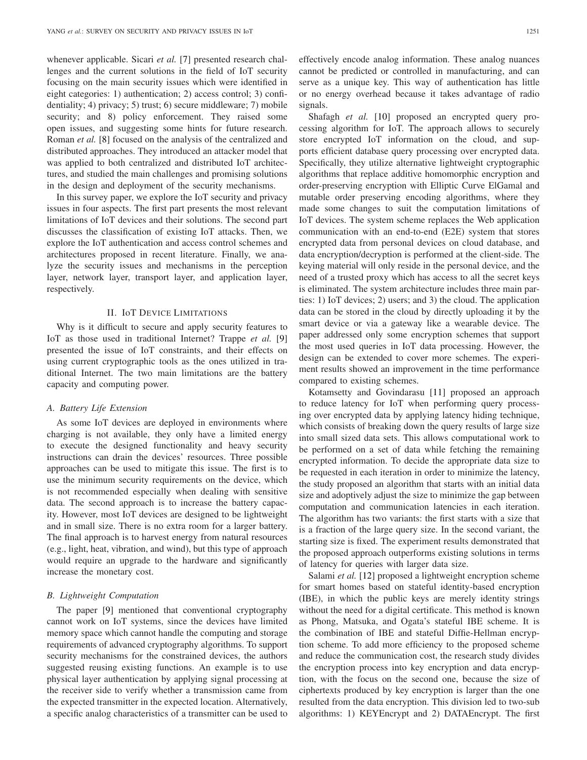whenever applicable. Sicari *et al.* [7] presented research challenges and the current solutions in the field of IoT security focusing on the main security issues which were identified in eight categories: 1) authentication; 2) access control; 3) confidentiality; 4) privacy; 5) trust; 6) secure middleware; 7) mobile security; and 8) policy enforcement. They raised some open issues, and suggesting some hints for future research. Roman *et al.* [8] focused on the analysis of the centralized and distributed approaches. They introduced an attacker model that was applied to both centralized and distributed IoT architectures, and studied the main challenges and promising solutions in the design and deployment of the security mechanisms.

In this survey paper, we explore the IoT security and privacy issues in four aspects. The first part presents the most relevant limitations of IoT devices and their solutions. The second part discusses the classification of existing IoT attacks. Then, we explore the IoT authentication and access control schemes and architectures proposed in recent literature. Finally, we analyze the security issues and mechanisms in the perception layer, network layer, transport layer, and application layer, respectively.

## II. IoT Device Limitations

Why is it difficult to secure and apply security features to IoT as those used in traditional Internet? Trappe *et al.* [9] presented the issue of IoT constraints, and their effects on using current cryptographic tools as the ones utilized in traditional Internet. The two main limitations are the battery capacity and computing power.

### A. Battery Life Extension

As some IoT devices are deployed in environments where charging is not available, they only have a limited energy to execute the designed functionality and heavy security instructions can drain the devices' resources. Three possible approaches can be used to mitigate this issue. The first is to use the minimum security requirements on the device, which is not recommended especially when dealing with sensitive data. The second approach is to increase the battery capacity. However, most IoT devices are designed to be lightweight and in small size. There is no extra room for a larger battery. The final approach is to harvest energy from natural resources (e.g., light, heat, vibration, and wind), but this type of approach would require an upgrade to the hardware and significantly increase the monetary cost.

### B. Lightweight Computation

The paper [9] mentioned that conventional cryptography cannot work on IoT systems, since the devices have limited memory space which cannot handle the computing and storage requirements of advanced cryptography algorithms. To support security mechanisms for the constrained devices, the authors suggested reusing existing functions. An example is to use physical layer authentication by applying signal processing at the receiver side to verify whether a transmission came from the expected transmitter in the expected location. Alternatively, a specific analog characteristics of a transmitter can be used to effectively encode analog information. These analog nuances cannot be predicted or controlled in manufacturing, and can serve as a unique key. This way of authentication has little or no energy overhead because it takes advantage of radio signals.

Shafagh *et al.* [10] proposed an encrypted query processing algorithm for IoT. The approach allows to securely store encrypted IoT information on the cloud, and supports efficient database query processing over encrypted data. Specifically, they utilize alternative lightweight cryptographic algorithms that replace additive homomorphic encryption and order-preserving encryption with Elliptic Curve ElGamal and mutable order preserving encoding algorithms, where they made some changes to suit the computation limitations of IoT devices. The system scheme replaces the Web application communication with an end-to-end (E2E) system that stores encrypted data from personal devices on cloud database, and data encryption/decryption is performed at the client-side. The keying material will only reside in the personal device, and the need of a trusted proxy which has access to all the secret keys is eliminated. The system architecture includes three main parties: 1) IoT devices; 2) users; and 3) the cloud. The application data can be stored in the cloud by directly uploading it by the smart device or via a gateway like a wearable device. The paper addressed only some encryption schemes that support the most used queries in IoT data processing. However, the design can be extended to cover more schemes. The experiment results showed an improvement in the time performance compared to existing schemes.

Kotamsetty and Govindarasu [11] proposed an approach to reduce latency for IoT when performing query processing over encrypted data by applying latency hiding technique, which consists of breaking down the query results of large size into small sized data sets. This allows computational work to be performed on a set of data while fetching the remaining encrypted information. To decide the appropriate data size to be requested in each iteration in order to minimize the latency, the study proposed an algorithm that starts with an initial data size and adoptively adjust the size to minimize the gap between computation and communication latencies in each iteration. The algorithm has two variants: the first starts with a size that is a fraction of the large query size. In the second variant, the starting size is fixed. The experiment results demonstrated that the proposed approach outperforms existing solutions in terms of latency for queries with larger data size.

Salami *et al.* [12] proposed a lightweight encryption scheme for smart homes based on stateful identity-based encryption (IBE), in which the public keys are merely identity strings without the need for a digital certificate. This method is known as Phong, Matsuka, and Ogata's stateful IBE scheme. It is the combination of IBE and stateful Diffie-Hellman encryption scheme. To add more efficiency to the proposed scheme and reduce the communication cost, the research study divides the encryption process into key encryption and data encryption, with the focus on the second one, because the size of ciphertexts produced by key encryption is larger than the one resulted from the data encryption. This division led to two-sub algorithms: 1) KEYEncrypt and 2) DATAEncrypt. The first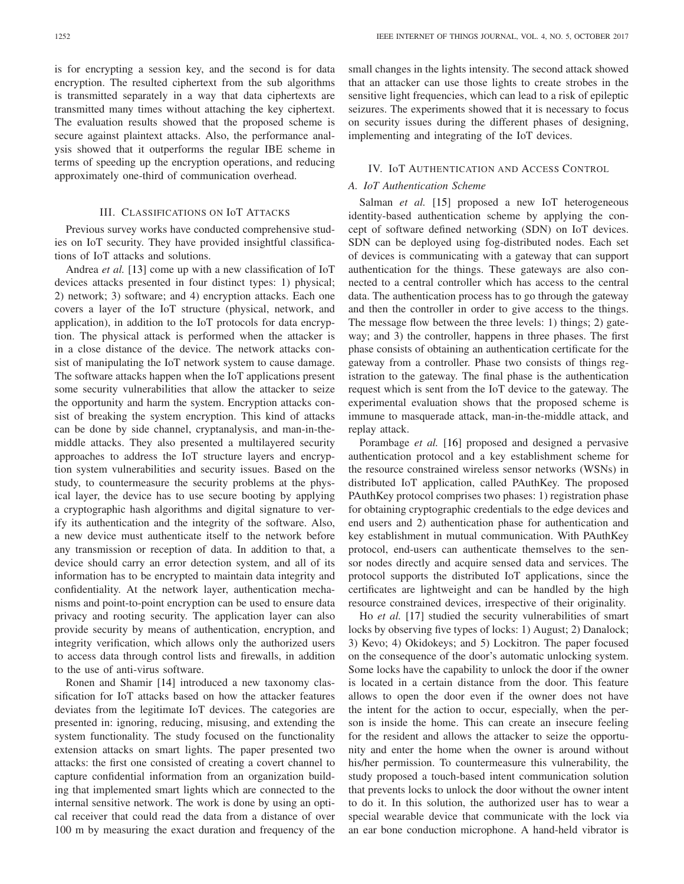is for encrypting a session key, and the second is for data encryption. The resulted ciphertext from the sub algorithms is transmitted separately in a way that data ciphertexts are transmitted many times without attaching the key ciphertext. The evaluation results showed that the proposed scheme is secure against plaintext attacks. Also, the performance analysis showed that it outperforms the regular IBE scheme in terms of speeding up the encryption operations, and reducing approximately one-third of communication overhead.

## III. Classifications on IoT Attacks

Previous survey works have conducted comprehensive studies on IoT security. They have provided insightful classifications of IoT attacks and solutions.

Andrea *et al.* [13] come up with a new classification of IoT devices attacks presented in four distinct types: 1) physical; 2) network; 3) software; and 4) encryption attacks. Each one covers a layer of the IoT structure (physical, network, and application), in addition to the IoT protocols for data encryption. The physical attack is performed when the attacker is in a close distance of the device. The network attacks consist of manipulating the IoT network system to cause damage. The software attacks happen when the IoT applications present some security vulnerabilities that allow the attacker to seize the opportunity and harm the system. Encryption attacks consist of breaking the system encryption. This kind of attacks can be done by side channel, cryptanalysis, and man-in-the-middle attacks. They also presented a multilayered security approaches to address the IoT structure layers and encryption system vulnerabilities and security issues. Based on the study, to countermeasure the security problems at the physical layer, the device has to use secure booting by applying a cryptographic hash algorithms and digital signature to verify its authentication and the integrity of the software. Also, a new device must authenticate itself to the network before any transmission or reception of data. In addition to that, a device should carry an error detection system, and all of its information has to be encrypted to maintain data integrity and confidentiality. At the network layer, authentication mechanisms and point-to-point encryption can be used to ensure data privacy and rooting security. The application layer can also provide security by means of authentication, encryption, and integrity verification, which allows only the authorized users to access data through control lists and firewalls, in addition to the use of anti-virus software.

Ronen and Shamir [14] introduced a new taxonomy classification for IoT attacks based on how the attacker features deviates from the legitimate IoT devices. The categories are presented in: ignoring, reducing, misusing, and extending the system functionality. The study focused on the functionality extension attacks on smart lights. The paper presented two attacks: the first one consisted of creating a covert channel to capture confidential information from an organization building that implemented smart lights which are connected to the internal sensitive network. The work is done by using an optical receiver that could read the data from a distance of over 100 m by measuring the exact duration and frequency of the small changes in the lights intensity. The second attack showed that an attacker can use those lights to create strobes in the sensitive light frequencies, which can lead to a risk of epileptic seizures. The experiments showed that it is necessary to focus on security issues during the different phases of designing, implementing and integrating of the IoT devices.

## IV. IoT Authentication and Access Control

### A. IoT Authentication Scheme

Salman *et al.* [15] proposed a new IoT heterogeneous identity-based authentication scheme by applying the concept of software defined networking (SDN) on IoT devices. SDN can be deployed using fog-distributed nodes. Each set of devices is communicating with a gateway that can support authentication for the things. These gateways are also connected to a central controller which has access to the central data. The authentication process has to go through the gateway and then the controller in order to give access to the things. The message flow between the three levels: 1) things; 2) gateway; and 3) the controller, happens in three phases. The first phase consists of obtaining an authentication certificate for the gateway from a controller. Phase two consists of things registration to the gateway. The final phase is the authentication request which is sent from the IoT device to the gateway. The experimental evaluation shows that the proposed scheme is immune to masquerade attack, man-in-the-middle attack, and replay attack.

Porambage *et al.* [16] proposed and designed a pervasive authentication protocol and a key establishment scheme for the resource constrained wireless sensor networks (WSNs) in distributed IoT application, called PAuthKey. The proposed PAuthKey protocol comprises two phases: 1) registration phase for obtaining cryptographic credentials to the edge devices and end users and 2) authentication phase for authentication and key establishment in mutual communication. With PAuthKey protocol, end-users can authenticate themselves to the sensor nodes directly and acquire sensed data and services. The protocol supports the distributed IoT applications, since the certificates are lightweight and can be handled by the high resource constrained devices, irrespective of their originality.

Ho *et al.* [17] studied the security vulnerabilities of smart locks by observing five types of locks: 1) August; 2) Danalock; 3) Kevo; 4) Okidokeys; and 5) Lockitron. The paper focused on the consequence of the door's automatic unlocking system. Some locks have the capability to unlock the door if the owner is located in a certain distance from the door. This feature allows to open the door even if the owner does not have the intent for the action to occur, especially, when the person is inside the home. This can create an insecure feeling for the resident and allows the attacker to seize the opportunity and enter the home when the owner is around without his/her permission. To countermeasure this vulnerability, the study proposed a touch-based intent communication solution that prevents locks to unlock the door without the owner intent to do it. In this solution, the authorized user has to wear a special wearable device that communicate with the lock via an ear bone conduction microphone. A hand-held vibrator is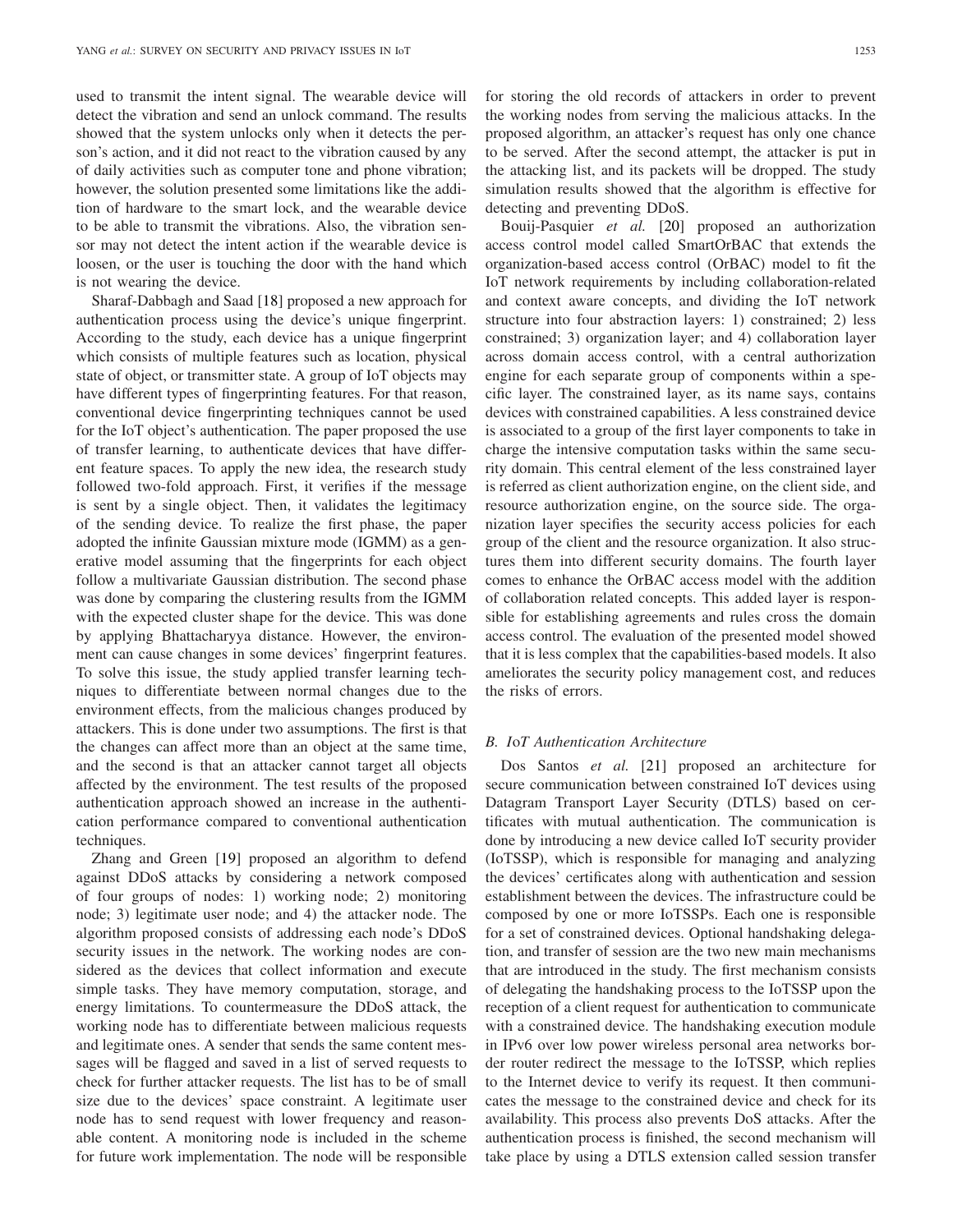used to transmit the intent signal. The wearable device will detect the vibration and send an unlock command. The results showed that the system unlocks only when it detects the person's action, and it did not react to the vibration caused by any of daily activities such as computer tone and phone vibration; however, the solution presented some limitations like the addition of hardware to the smart lock, and the wearable device to be able to transmit the vibrations. Also, the vibration sensor may not detect the intent action if the wearable device is loosen, or the user is touching the door with the hand which is not wearing the device.

Sharaf-Dabbagh and Saad [18] proposed a new approach for authentication process using the device's unique fingerprint. According to the study, each device has a unique fingerprint which consists of multiple features such as location, physical state of object, or transmitter state. A group of IoT objects may have different types of fingerprinting features. For that reason, conventional device fingerprinting techniques cannot be used for the IoT object's authentication. The paper proposed the use of transfer learning, to authenticate devices that have different feature spaces. To apply the new idea, the research study followed two-fold approach. First, it verifies if the message is sent by a single object. Then, it validates the legitimacy of the sending device. To realize the first phase, the paper adopted the infinite Gaussian mixture mode (IGMM) as a generative model assuming that the fingerprints for each object follow a multivariate Gaussian distribution. The second phase was done by comparing the clustering results from the IGMM with the expected cluster shape for the device. This was done by applying Bhattacharyya distance. However, the environment can cause changes in some devices' fingerprint features. To solve this issue, the study applied transfer learning techniques to differentiate between normal changes due to the environment effects, from the malicious changes produced by attackers. This is done under two assumptions. The first is that the changes can affect more than an object at the same time, and the second is that an attacker cannot target all objects affected by the environment. The test results of the proposed authentication approach showed an increase in the authentication performance compared to conventional authentication techniques.

Zhang and Green [19] proposed an algorithm to defend against DDoS attacks by considering a network composed of four groups of nodes: 1) working node; 2) monitoring node; 3) legitimate user node; and 4) the attacker node. The algorithm proposed consists of addressing each node's DDoS security issues in the network. The working nodes are considered as the devices that collect information and execute simple tasks. They have memory computation, storage, and energy limitations. To countermeasure the DDoS attack, the working node has to differentiate between malicious requests and legitimate ones. A sender that sends the same content messages will be flagged and saved in a list of served requests to check for further attacker requests. The list has to be of small size due to the devices' space constraint. A legitimate user node has to send request with lower frequency and reasonable content. A monitoring node is included in the scheme for future work implementation. The node will be responsible for storing the old records of attackers in order to prevent the working nodes from serving the malicious attacks. In the proposed algorithm, an attacker's request has only one chance to be served. After the second attempt, the attacker is put in the attacking list, and its packets will be dropped. The study simulation results showed that the algorithm is effective for detecting and preventing DDoS.

Bouij-Pasquier *et al.* [20] proposed an authorization access control model called SmartOrBAC that extends the organization-based access control (OrBAC) model to fit the IoT network requirements by including collaboration-related and context aware concepts, and dividing the IoT network structure into four abstraction layers: 1) constrained; 2) less constrained; 3) organization layer; and 4) collaboration layer across domain access control, with a central authorization engine for each separate group of components within a specific layer. The constrained layer, as its name says, contains devices with constrained capabilities. A less constrained device is associated to a group of the first layer components to take in charge the intensive computation tasks within the same security domain. This central element of the less constrained layer is referred as client authorization engine, on the client side, and resource authorization engine, on the source side. The organization layer specifies the security access policies for each group of the client and the resource organization. It also structures them into different security domains. The fourth layer comes to enhance the OrBAC access model with the addition of collaboration related concepts. This added layer is responsible for establishing agreements and rules cross the domain access control. The evaluation of the presented model showed that it is less complex that the capabilities-based models. It also ameliorates the security policy management cost, and reduces the risks of errors.

### *B. IoT Authentication Architecture*

Dos Santos *et al.* [21] proposed an architecture for secure communication between constrained IoT devices using Datagram Transport Layer Security (DTLS) based on certificates with mutual authentication. The communication is done by introducing a new device called IoT security provider (IoTSSP), which is responsible for managing and analyzing the devices' certificates along with authentication and session establishment between the devices. The infrastructure could be composed by one or more IoTSSPs. Each one is responsible for a set of constrained devices. Optional handshaking delegation, and transfer of session are the two new main mechanisms that are introduced in the study. The first mechanism consists of delegating the handshaking process to the IoTSSP upon the reception of a client request for authentication to communicate with a constrained device. The handshaking execution module in IPv6 over low power wireless personal area networks border router redirect the message to the IoTSSP, which replies to the Internet device to verify its request. It then communicates the message to the constrained device and check for its availability. This process also prevents DoS attacks. After the authentication process is finished, the second mechanism will take place by using a DTLS extension called session transfer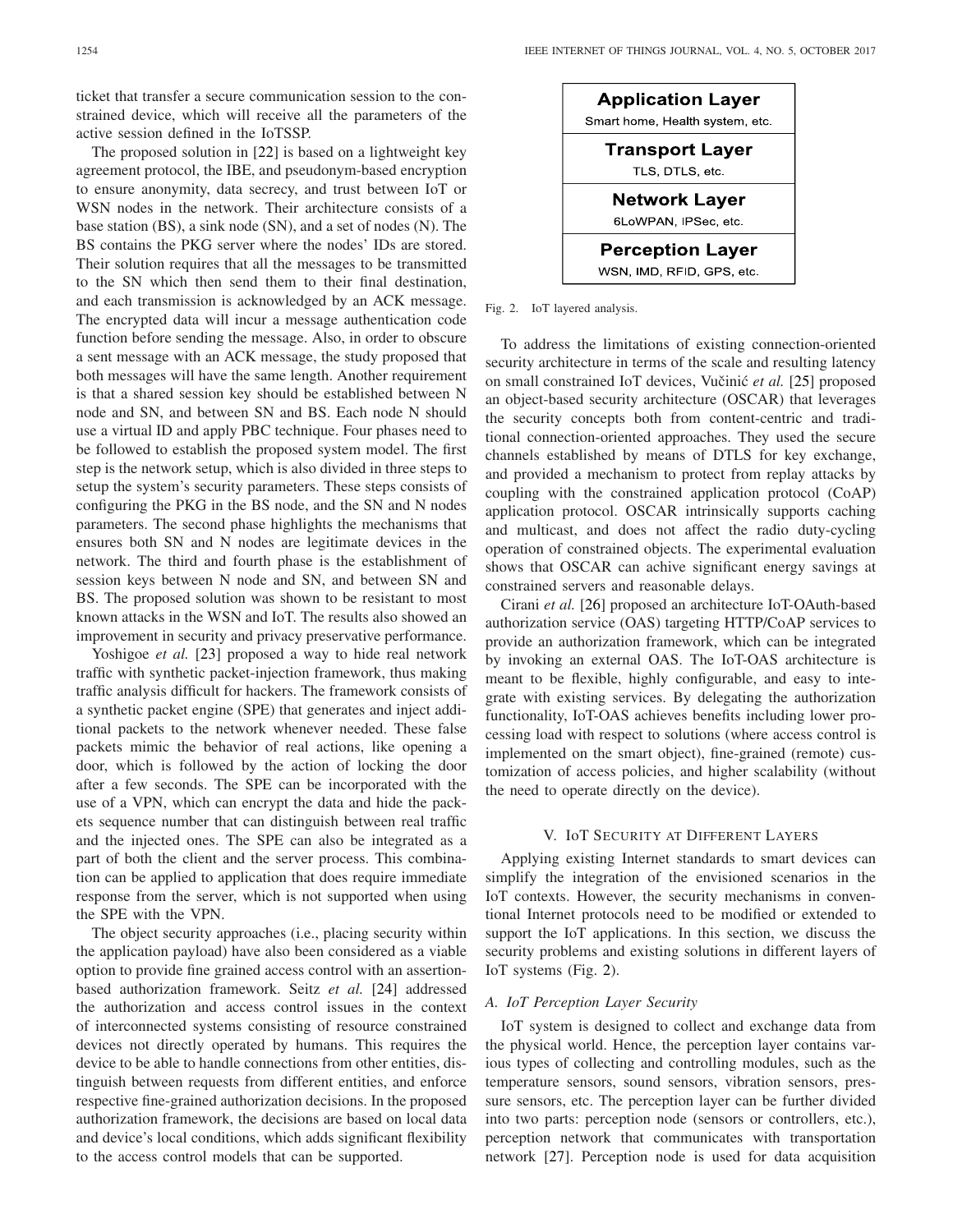ticket that transfer a secure communication session to the constrained device, which will receive all the parameters of the active session defined in the IoTSSP.

The proposed solution in [22] is based on a lightweight key agreement protocol, the IBE, and pseudonym-based encryption to ensure anonymity, data secrecy, and trust between IoT or WSN nodes in the network. Their architecture consists of a base station (BS), a sink node (SN), and a set of nodes (N). The BS contains the PKG server where the nodes' IDs are stored. Their solution requires that all the messages to be transmitted to the SN which then send them to their final destination, and each transmission is acknowledged by an ACK message. The encrypted data will incur a message authentication code function before sending the message. Also, in order to obscure a sent message with an ACK message, the study proposed that both messages will have the same length. Another requirement is that a shared session key should be established between N node and SN, and between SN and BS. Each node N should use a virtual ID and apply PBC technique. Four phases need to be followed to establish the proposed system model. The first step is the network setup, which is also divided in three steps to setup the system's security parameters. These steps consists of configuring the PKG in the BS node, and the SN and N nodes parameters. The second phase highlights the mechanisms that ensures both SN and N nodes are legitimate devices in the network. The third and fourth phase is the establishment of session keys between N node and SN, and between SN and BS. The proposed solution was shown to be resistant to most known attacks in the WSN and IoT. The results also showed an improvement in security and privacy preservative performance.

Yoshigoe *et al.* [23] proposed a way to hide real network traffic with synthetic packet-injection framework, thus making traffic analysis difficult for hackers. The framework consists of a synthetic packet engine (SPE) that generates and inject additional packets to the network whenever needed. These false packets mimic the behavior of real actions, like opening a door, which is followed by the action of locking the door after a few seconds. The SPE can be incorporated with the use of a VPN, which can encrypt the data and hide the packets sequence number that can distinguish between real traffic and the injected ones. The SPE can also be integrated as a part of both the client and the server process. This combination can be applied to application that does require immediate response from the server, which is not supported when using the SPE with the VPN.

The object security approaches (i.e., placing security within the application payload) have also been considered as a viable option to provide fine grained access control with an assertion-based authorization framework. Seitz *et al.* [24] addressed the authorization and access control issues in the context of interconnected systems consisting of resource constrained devices not directly operated by humans. This requires the device to be able to handle connections from other entities, distinguish between requests from different entities, and enforce respective fine-grained authorization decisions. In the proposed authorization framework, the decisions are based on local data and device's local conditions, which adds significant flexibility to the access control models that can be supported.

| |
|---|
| **Application Layer**<br>Smart home, Health system, etc. |
| **Transport Layer**<br>TLS, DTLS, etc. |
| **Network Layer**<br>6LoWPAN, IPSec, etc. |
| **Perception Layer**<br>WSN, IMD, RFID, GPS, etc. |

Fig. 2. IoT layered analysis.

To address the limitations of existing connection-oriented security architecture in terms of the scale and resulting latency on small constrained IoT devices, Vučinić *et al.* [25] proposed an object-based security architecture (OSCAR) that leverages the security concepts both from content-centric and traditional connection-oriented approaches. They used the secure channels established by means of DTLS for key exchange, and provided a mechanism to protect from replay attacks by coupling with the constrained application protocol (CoAP) application protocol. OSCAR intrinsically supports caching and multicast, and does not affect the radio duty-cycling operation of constrained objects. The experimental evaluation shows that OSCAR can achive significant energy savings at constrained servers and reasonable delays.

Cirani *et al.* [26] proposed an architecture IoT-OAuth-based authorization service (OAS) targeting HTTP/CoAP services to provide an authorization framework, which can be integrated by invoking an external OAS. The IoT-OAS architecture is meant to be flexible, highly configurable, and easy to integrate with existing services. By delegating the authorization functionality, IoT-OAS achieves benefits including lower processing load with respect to solutions (where access control is implemented on the smart object), fine-grained (remote) customization of access policies, and higher scalability (without the need to operate directly on the device).

## V. IoT Security at Different Layers

Applying existing Internet standards to smart devices can simplify the integration of the envisioned scenarios in the IoT contexts. However, the security mechanisms in conventional Internet protocols need to be modified or extended to support the IoT applications. In this section, we discuss the security problems and existing solutions in different layers of IoT systems (Fig. 2).

### A. IoT Perception Layer Security

IoT system is designed to collect and exchange data from the physical world. Hence, the perception layer contains various types of collecting and controlling modules, such as the temperature sensors, sound sensors, vibration sensors, pressure sensors, etc. The perception layer can be further divided into two parts: perception node (sensors or controllers, etc.), perception network that communicates with transportation network [27]. Perception node is used for data acquisition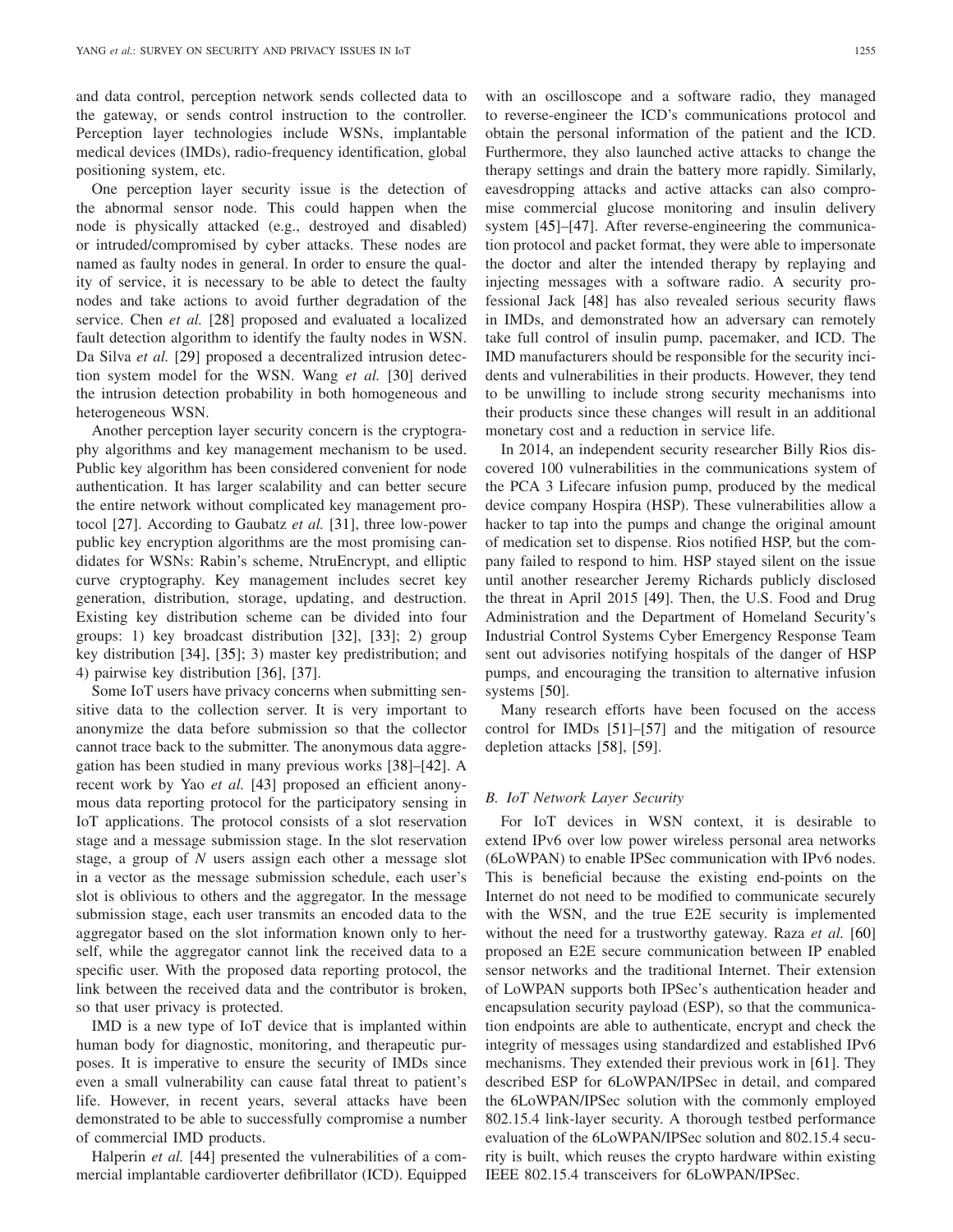and data control, perception network sends collected data to the gateway, or sends control instruction to the controller. Perception layer technologies include WSNs, implantable medical devices (IMDs), radio-frequency identification, global positioning system, etc.

One perception layer security issue is the detection of the abnormal sensor node. This could happen when the node is physically attacked (e.g., destroyed and disabled) or intruded/compromised by cyber attacks. These nodes are named as faulty nodes in general. In order to ensure the quality of service, it is necessary to be able to detect the faulty nodes and take actions to avoid further degradation of the service. Chen *et al.* [28] proposed and evaluated a localized fault detection algorithm to identify the faulty nodes in WSN. Da Silva *et al.* [29] proposed a decentralized intrusion detection system model for the WSN. Wang *et al.* [30] derived the intrusion detection probability in both homogeneous and heterogeneous WSN.

Another perception layer security concern is the cryptography algorithms and key management mechanism to be used. Public key algorithm has been considered convenient for node authentication. It has larger scalability and can better secure the entire network without complicated key management protocol [27]. According to Gaubatz *et al.* [31], three low-power public key encryption algorithms are the most promising candidates for WSNs: Rabin's scheme, NtruEncrypt, and elliptic curve cryptography. Key management includes secret key generation, distribution, storage, updating, and destruction. Existing key distribution scheme can be divided into four groups: 1) key broadcast distribution [32], [33]; 2) group key distribution [34], [35]; 3) master key predistribution; and 4) pairwise key distribution [36], [37].

Some IoT users have privacy concerns when submitting sensitive data to the collection server. It is very important to anonymize the data before submission so that the collector cannot trace back to the submitter. The anonymous data aggregation has been studied in many previous works [38]–[42]. A recent work by Yao *et al.* [43] proposed an efficient anonymous data reporting protocol for the participatory sensing in IoT applications. The protocol consists of a slot reservation stage and a message submission stage. In the slot reservation stage, a group of $N$ users assign each other a message slot in a vector as the message submission schedule, each user's slot is oblivious to others and the aggregator. In the message submission stage, each user transmits an encoded data to the aggregator based on the slot information known only to herself, while the aggregator cannot link the received data to a specific user. With the proposed data reporting protocol, the link between the received data and the contributor is broken, so that user privacy is protected.

IMD is a new type of IoT device that is implanted within human body for diagnostic, monitoring, and therapeutic purposes. It is imperative to ensure the security of IMDs since even a small vulnerability can cause fatal threat to patient's life. However, in recent years, several attacks have been demonstrated to be able to successfully compromise a number of commercial IMD products.

Halperin *et al.* [44] presented the vulnerabilities of a commercial implantable cardioverter defibrillator (ICD). Equipped with an oscilloscope and a software radio, they managed to reverse-engineer the ICD's communications protocol and obtain the personal information of the patient and the ICD. Furthermore, they also launched active attacks to change the therapy settings and drain the battery more rapidly. Similarly, eavesdropping attacks and active attacks can also compromise commercial glucose monitoring and insulin delivery system [45]–[47]. After reverse-engineering the communication protocol and packet format, they were able to impersonate the doctor and alter the intended therapy by replaying and injecting messages with a software radio. A security professional Jack [48] has also revealed serious security flaws in IMDs, and demonstrated how an adversary can remotely take full control of insulin pump, pacemaker, and ICD. The IMD manufacturers should be responsible for the security incidents and vulnerabilities in their products. However, they tend to be unwilling to include strong security mechanisms into their products since these changes will result in an additional monetary cost and a reduction in service life.

In 2014, an independent security researcher Billy Rios discovered 100 vulnerabilities in the communications system of the PCA 3 Lifecare infusion pump, produced by the medical device company Hospira (HSP). These vulnerabilities allow a hacker to tap into the pumps and change the original amount of medication set to dispense. Rios notified HSP, but the company failed to respond to him. HSP stayed silent on the issue until another researcher Jeremy Richards publicly disclosed the threat in April 2015 [49]. Then, the U.S. Food and Drug Administration and the Department of Homeland Security's Industrial Control Systems Cyber Emergency Response Team sent out advisories notifying hospitals of the danger of HSP pumps, and encouraging the transition to alternative infusion systems [50].

Many research efforts have been focused on the access control for IMDs [51]–[57] and the mitigation of resource depletion attacks [58], [59].

### B. IoT Network Layer Security

For IoT devices in WSN context, it is desirable to extend IPv6 over low power wireless personal area networks (6LoWPAN) to enable IPSec communication with IPv6 nodes. This is beneficial because the existing end-points on the Internet do not need to be modified to communicate securely with the WSN, and the true E2E security is implemented without the need for a trustworthy gateway. Raza *et al.* [60] proposed an E2E secure communication between IP enabled sensor networks and the traditional Internet. Their extension of LoWPAN supports both IPSec's authentication header and encapsulation security payload (ESP), so that the communication endpoints are able to authenticate, encrypt and check the integrity of messages using standardized and established IPv6 mechanisms. They extended their previous work in [61]. They described ESP for 6LoWPAN/IPSec in detail, and compared the 6LoWPAN/IPSec solution with the commonly employed 802.15.4 link-layer security. A thorough testbed performance evaluation of the 6LoWPAN/IPSec solution and 802.15.4 security is built, which reuses the crypto hardware within existing IEEE 802.15.4 transceivers for 6LoWPAN/IPSec.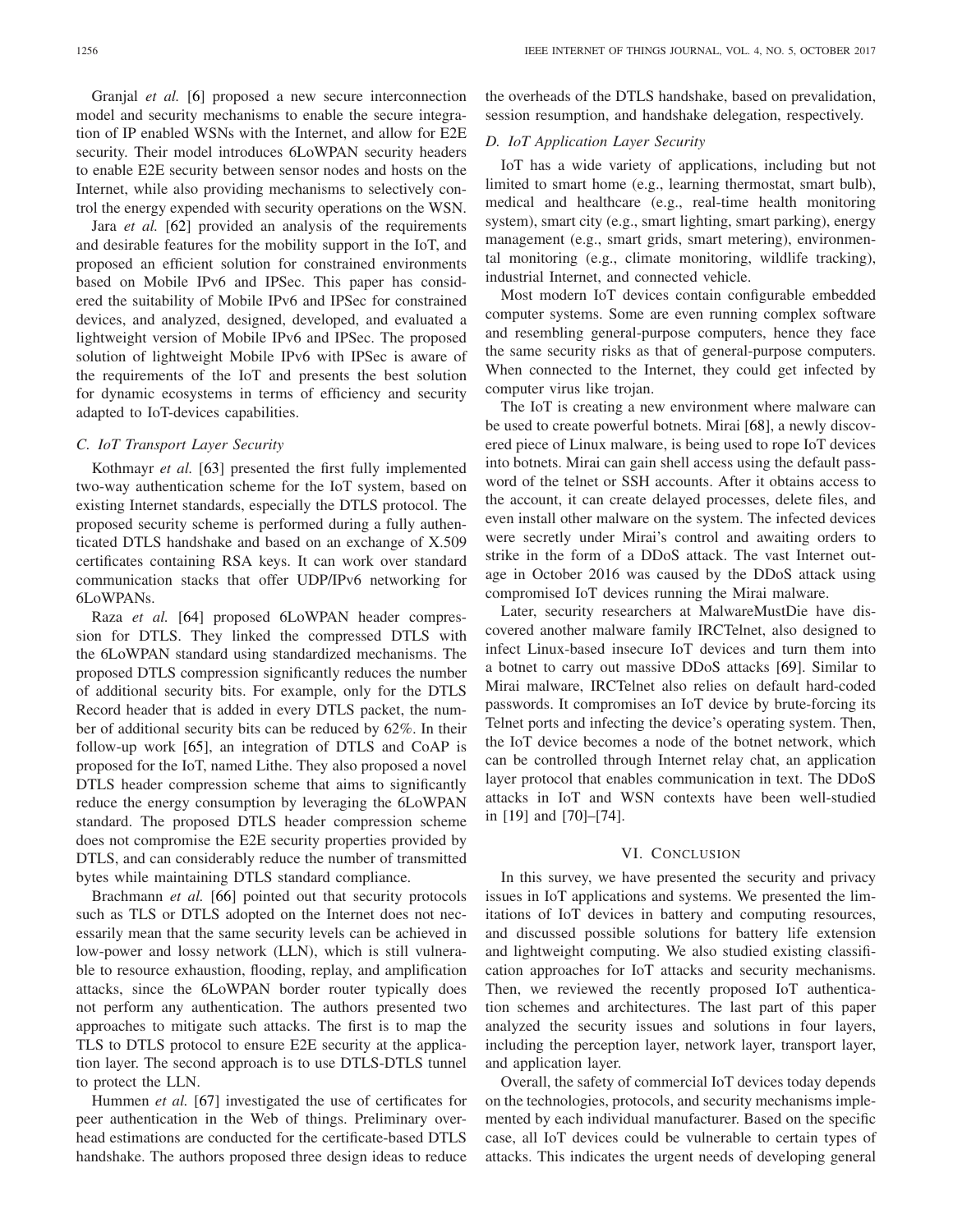Granjal *et al.* [6] proposed a new secure interconnection model and security mechanisms to enable the secure integration of IP enabled WSNs with the Internet, and allow for E2E security. Their model introduces 6LoWPAN security headers to enable E2E security between sensor nodes and hosts on the Internet, while also providing mechanisms to selectively control the energy expended with security operations on the WSN.

Jara *et al.* [62] provided an analysis of the requirements and desirable features for the mobility support in the IoT, and proposed an efficient solution for constrained environments based on Mobile IPv6 and IPSec. This paper has considered the suitability of Mobile IPv6 and IPSec for constrained devices, and analyzed, designed, developed, and evaluated a lightweight version of Mobile IPv6 and IPSec. The proposed solution of lightweight Mobile IPv6 with IPSec is aware of the requirements of the IoT and presents the best solution for dynamic ecosystems in terms of efficiency and security adapted to IoT-devices capabilities.

### C. IoT Transport Layer Security

Kothmayr *et al.* [63] presented the first fully implemented two-way authentication scheme for the IoT system, based on existing Internet standards, especially the DTLS protocol. The proposed security scheme is performed during a fully authenticated DTLS handshake and based on an exchange of X.509 certificates containing RSA keys. It can work over standard communication stacks that offer UDP/IPv6 networking for 6LoWPANs.

Raza *et al.* [64] proposed 6LoWPAN header compression for DTLS. They linked the compressed DTLS with the 6LoWPAN standard using standardized mechanisms. The proposed DTLS compression significantly reduces the number of additional security bits. For example, only for the DTLS Record header that is added in every DTLS packet, the number of additional security bits can be reduced by 62%. In their follow-up work [65], an integration of DTLS and CoAP is proposed for the IoT, named Lithe. They also proposed a novel DTLS header compression scheme that aims to significantly reduce the energy consumption by leveraging the 6LoWPAN standard. The proposed DTLS header compression scheme does not compromise the E2E security properties provided by DTLS, and can considerably reduce the number of transmitted bytes while maintaining DTLS standard compliance.

Brachmann *et al.* [66] pointed out that security protocols such as TLS or DTLS adopted on the Internet does not necessarily mean that the same security levels can be achieved in low-power and lossy network (LLN), which is still vulnerable to resource exhaustion, flooding, replay, and amplification attacks, since the 6LoWPAN border router typically does not perform any authentication. The authors presented two approaches to mitigate such attacks. The first is to map the TLS to DTLS protocol to ensure E2E security at the application layer. The second approach is to use DTLS-DTLS tunnel to protect the LLN.

Hummen *et al.* [67] investigated the use of certificates for peer authentication in the Web of things. Preliminary overhead estimations are conducted for the certificate-based DTLS handshake. The authors proposed three design ideas to reduce the overheads of the DTLS handshake, based on prevalidation, session resumption, and handshake delegation, respectively.

### D. IoT Application Layer Security

IoT has a wide variety of applications, including but not limited to smart home (e.g., learning thermostat, smart bulb), medical and healthcare (e.g., real-time health monitoring system), smart city (e.g., smart lighting, smart parking), energy management (e.g., smart grids, smart metering), environmental monitoring (e.g., climate monitoring, wildlife tracking), industrial Internet, and connected vehicle.

Most modern IoT devices contain configurable embedded computer systems. Some are even running complex software and resembling general-purpose computers, hence they face the same security risks as that of general-purpose computers. When connected to the Internet, they could get infected by computer virus like trojan.

The IoT is creating a new environment where malware can be used to create powerful botnets. Mirai [68], a newly discovered piece of Linux malware, is being used to rope IoT devices into botnets. Mirai can gain shell access using the default password of the telnet or SSH accounts. After it obtains access to the account, it can create delayed processes, delete files, and even install other malware on the system. The infected devices were secretly under Mirai's control and awaiting orders to strike in the form of a DDoS attack. The vast Internet outage in October 2016 was caused by the DDoS attack using compromised IoT devices running the Mirai malware.

Later, security researchers at MalwareMustDie have discovered another malware family IRCTelnet, also designed to infect Linux-based insecure IoT devices and turn them into a botnet to carry out massive DDoS attacks [69]. Similar to Mirai malware, IRCTelnet also relies on default hard-coded passwords. It compromises an IoT device by brute-forcing its Telnet ports and infecting the device's operating system. Then, the IoT device becomes a node of the botnet network, which can be controlled through Internet relay chat, an application layer protocol that enables communication in text. The DDoS attacks in IoT and WSN contexts have been well-studied in [19] and [70]–[74].

## VI. Conclusion

In this survey, we have presented the security and privacy issues in IoT applications and systems. We presented the limitations of IoT devices in battery and computing resources, and discussed possible solutions for battery life extension and lightweight computing. We also studied existing classification approaches for IoT attacks and security mechanisms. Then, we reviewed the recently proposed IoT authentication schemes and architectures. The last part of this paper analyzed the security issues and solutions in four layers, including the perception layer, network layer, transport layer, and application layer.

Overall, the safety of commercial IoT devices today depends on the technologies, protocols, and security mechanisms implemented by each individual manufacturer. Based on the specific case, all IoT devices could be vulnerable to certain types of attacks. This indicates the urgent needs of developing general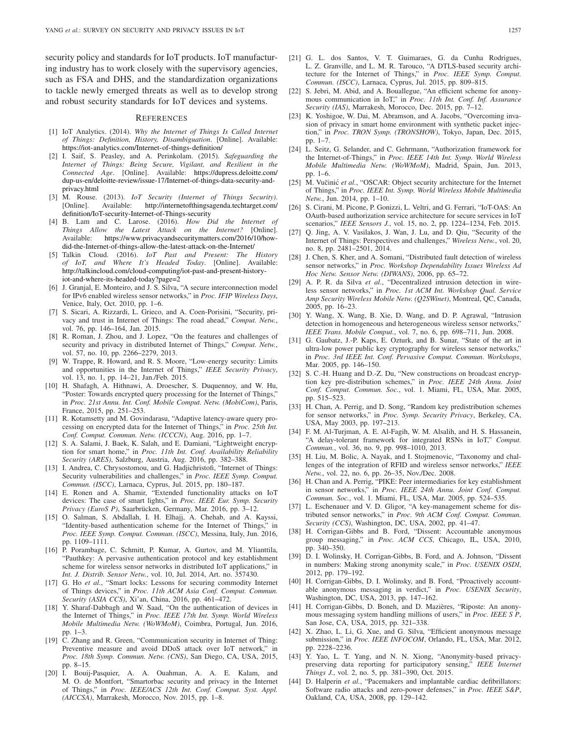security policy and standards for IoT products. IoT manufacturing industry has to work closely with the supervisory agencies, such as FSA and DHS, and the standardization organizations to tackle newly emerged threats as well as to develop strong and robust security standards for IoT devices and systems.

## REFERENCES

[1] IoT Analytics. (2014). *Why the Internet of Things Is Called Internet of Things: Definition, History, Disambiguation*. [Online]. Available: https://iot-analytics.com/Internet-of-things-definition/

[2] I. Saif, S. Peasley, and A. Perinkolam. (2015). *Safeguarding the Internet of Things: Being Secure, Vigilant, and Resilient in the Connected Age*. [Online]. Available: https://dupress.deloitte.com/dup-us-en/deloitte-review/issue-17/Internet-of-things-data-security-and-privacy.html

[3] M. Rouse. (2013). *IoT Security (Internet of Things Security)*. [Online]. Available: http://internetofthingsagenda.techtarget.com/definition/IoT-security-Internet-of-Things-security

[4] B. Lam and C. Larose. (2016). *How Did the Internet of Things Allow the Latest Attack on the Internet?* [Online]. Available: https://www.privacyandsecuritymatters.com/2016/10/how-did-the-Internet-of-things-allow-the-latest-attack-on-the-Internet/

[5] Talkin Cloud. (2016). *IoT Past and Present: The History of IoT, and Where It's Headed Today*. [Online]. Available: http://talkincloud.com/cloud-computing/iot-past-and-present-history-iot-and-where-its-headed-today?page=2

[6] J. Granjal, E. Monteiro, and J. S. Silva, "A secure interconnection model for IPv6 enabled wireless sensor networks," in *Proc. IFIP Wireless Days*, Venice, Italy, Oct. 2010, pp. 1–6.

[7] S. Sicari, A. Rizzardi, L. Grieco, and A. Coen-Porisini, "Security, privacy and trust in Internet of Things: The road ahead," *Comput. Netw.*, vol. 76, pp. 146–164, Jan. 2015.

[8] R. Roman, J. Zhou, and J. Lopez, "On the features and challenges of security and privacy in distributed Internet of Things," *Comput. Netw.*, vol. 57, no. 10, pp. 2266–2279, 2013.

[9] W. Trappe, R. Howard, and R. S. Moore, "Low-energy security: Limits and opportunities in the Internet of Things," *IEEE Security Privacy*, vol. 13, no. 1, pp. 14–21, Jan./Feb. 2015.

[10] H. Shafagh, A. Hithnawi, A. Droescher, S. Duquennoy, and W. Hu, "Poster: Towards encrypted query processing for the Internet of Things," in *Proc. 21st Annu. Int. Conf. Mobile Comput. Netw. (MobiCom)*, Paris, France, 2015, pp. 251–253.

[11] R. Kotamsetty and M. Govindarasu, "Adaptive latency-aware query processing on encrypted data for the Internet of Things," in *Proc. 25th Int. Conf. Comput. Commun. Netw. (ICCCN)*, Aug. 2016, pp. 1–7.

[12] S. A. Salami, J. Baek, K. Salah, and E. Damiani, "Lightweight encryption for smart home," in *Proc. 11th Int. Conf. Availability Reliability Security (ARES)*, Salzburg, Austria, Aug. 2016, pp. 382–388.

[13] I. Andrea, C. Chrysostomou, and G. Hadjichristofi, "Internet of Things: Security vulnerabilities and challenges," in *Proc. IEEE Symp. Comput. Commun. (ISCC)*, Larnaca, Cyprus, Jul. 2015, pp. 180–187.

[14] E. Ronen and A. Shamir, "Extended functionality attacks on IoT devices: The case of smart lights," in *Proc. IEEE Eur. Symp. Security Privacy (EuroS P)*, Saarbrücken, Germany, Mar. 2016, pp. 3–12.

[15] O. Salman, S. Abdallah, I. H. Elhajj, A. Chehab, and A. Kayssi, "Identity-based authentication scheme for the Internet of Things," in *Proc. IEEE Symp. Comput. Commun. (ISCC)*, Messina, Italy, Jun. 2016, pp. 1109–1111.

[16] P. Porambage, C. Schmitt, P. Kumar, A. Gurtov, and M. Ylianttila, "Pauthkey: A pervasive authentication protocol and key establishment scheme for wireless sensor networks in distributed IoT applications," in *Int. J. Distrib. Sensor Netw.*, vol. 10, Jul. 2014, Art. no. 357430.

[17] G. Ho *et al.*, "Smart locks: Lessons for securing commodity Internet of Things devices," in *Proc. 11th ACM Asia Conf. Comput. Commun. Security (ASIA CCS)*, Xi'an, China, 2016, pp. 461–472.

[18] Y. Sharaf-Dabbagh and W. Saad, "On the authentication of devices in the Internet of Things," in *Proc. IEEE 17th Int. Symp. World Wireless Mobile Multimedia Netw. (WoWMoM)*, Coimbra, Portugal, Jun. 2016, pp. 1–3.

[19] C. Zhang and R. Green, "Communication security in Internet of Thing: Preventive measure and avoid DDoS attack over IoT network," in *Proc. 18th Symp. Commun. Netw. (CNS)*, San Diego, CA, USA, 2015, pp. 8–15.

[20] I. Bouij-Pasquier, A. A. Ouahman, A. A. E. Kalam, and M. O. de Montfort, "Smartorbac security and privacy in the Internet of Things," in *Proc. IEEE/ACS 12th Int. Conf. Comput. Syst. Appl. (AICCSA)*, Marrakesh, Morocco, Nov. 2015, pp. 1–8.

[21] G. L. dos Santos, V. T. Guimaraes, G. da Cunha Rodrigues, L. Z. Granville, and L. M. R. Tarouco, "A DTLS-based security architecture for the Internet of Things," in *Proc. IEEE Symp. Comput. Commun. (ISCC)*, Larnaca, Cyprus, Jul. 2015, pp. 809–815.

[22] S. Jebri, M. Abid, and A. Bouallegue, "An efficient scheme for anonymous communication in IoT," in *Proc. 11th Int. Conf. Inf. Assurance Security (IAS)*, Marrakesh, Morocco, Dec. 2015, pp. 7–12.

[23] K. Yoshigoe, W. Dai, M. Abramson, and A. Jacobs, "Overcoming invasion of privacy in smart home environment with synthetic packet injection," in *Proc. TRON Symp. (TRONSHOW)*, Tokyo, Japan, Dec. 2015, pp. 1–7.

[24] L. Seitz, G. Selander, and C. Gehrmann, "Authorization framework for the Internet-of-Things," in *Proc. IEEE 14th Int. Symp. World Wireless Mobile Multimedia Netw. (WoWMoM)*, Madrid, Spain, Jun. 2013, pp. 1–6.

[25] M. Vučinić *et al.*, "OSCAR: Object security architecture for the Internet of Things," in *Proc. IEEE Int. Symp. World Wireless Mobile Multimedia Netw.*, Jun. 2014, pp. 1–10.

[26] S. Cirani, M. Picone, P. Gonizzi, L. Veltri, and G. Ferrari, "IoT-OAS: An OAuth-based authorization service architecture for secure services in IoT scenarios," *IEEE Sensors J.*, vol. 15, no. 2, pp. 1224–1234, Feb. 2015.

[27] Q. Jing, A. V. Vasilakos, J. Wan, J. Lu, and D. Qiu, "Security of the Internet of Things: Perspectives and challenges," *Wireless Netw.*, vol. 20, no. 8, pp. 2481–2501, 2014.

[28] J. Chen, S. Kher, and A. Somani, "Distributed fault detection of wireless sensor networks," in *Proc. Workshop Dependability Issues Wireless Ad Hoc Netw. Sensor Netw. (DIWANS)*, 2006, pp. 65–72.

[29] A. P. R. da Silva *et al.*, "Decentralized intrusion detection in wireless sensor networks," in *Proc. 1st ACM Int. Workshop Qual. Service Amp Security Wireless Mobile Netw. (Q2SWinet)*, Montreal, QC, Canada, 2005, pp. 16–23.

[30] Y. Wang, X. Wang, B. Xie, D. Wang, and D. P. Agrawal, "Intrusion detection in homogeneous and heterogeneous wireless sensor networks," *IEEE Trans. Mobile Comput.*, vol. 7, no. 6, pp. 698–711, Jun. 2008.

[31] G. Gaubatz, J.-P. Kaps, E. Ozturk, and B. Sunar, "State of the art in ultra-low power public key cryptography for wireless sensor networks," in *Proc. 3rd IEEE Int. Conf. Pervasive Comput. Commun. Workshops*, Mar. 2005, pp. 146–150.

[32] S. C.-H. Huang and D.-Z. Du, "New constructions on broadcast encryption key pre-distribution schemes," in *Proc. IEEE 24th Annu. Joint Conf. Comput. Commun. Soc.*, vol. 1. Miami, FL, USA, Mar. 2005, pp. 515–523.

[33] H. Chan, A. Perrig, and D. Song, "Random key predistribution schemes for sensor networks," in *Proc. Symp. Security Privacy*, Berkeley, CA, USA, May 2003, pp. 197–213.

[34] F. M. Al-Turjman, A. E. Al-Fagih, W. M. Alsalih, and H. S. Hassanein, "A delay-tolerant framework for integrated RSNs in IoT," *Comput. Commun.*, vol. 36, no. 9, pp. 998–1010, 2013.

[35] H. Liu, M. Bolic, A. Nayak, and I. Stojmenovic, "Taxonomy and challenges of the integration of RFID and wireless sensor networks," *IEEE Netw.*, vol. 22, no. 6, pp. 26–35, Nov./Dec. 2008.

[36] H. Chan and A. Perrig, "PIKE: Peer intermediaries for key establishment in sensor networks," in *Proc. IEEE 24th Annu. Joint Conf. Comput. Commun. Soc.*, vol. 1. Miami, FL, USA, Mar. 2005, pp. 524–535.

[37] L. Eschenauer and V. D. Gligor, "A key-management scheme for distributed sensor networks," in *Proc. 9th ACM Conf. Comput. Commun. Security (CCS)*, Washington, DC, USA, 2002, pp. 41–47.

[38] H. Corrigan-Gibbs and B. Ford, "Dissent: Accountable anonymous group messaging," in *Proc. ACM CCS*, Chicago, IL, USA, 2010, pp. 340–350.

[39] D. I. Wolinsky, H. Corrigan-Gibbs, B. Ford, and A. Johnson, "Dissent in numbers: Making strong anonymity scale," in *Proc. USENIX OSDI*, 2012, pp. 179–192.

[40] H. Corrigan-Gibbs, D. I. Wolinsky, and B. Ford, "Proactively accountable anonymous messaging in verdict," in *Proc. USENIX Security*, Washington, DC, USA, 2013, pp. 147–162.

[41] H. Corrigan-Gibbs, D. Boneh, and D. Mazières, "Riposte: An anonymous messaging system handling millions of users," in *Proc. IEEE S P*, San Jose, CA, USA, 2015, pp. 321–338.

[42] X. Zhao, L. Li, G. Xue, and G. Silva, "Efficient anonymous message submission," in *Proc. IEEE INFOCOM*, Orlando, FL, USA, Mar. 2012, pp. 2228–2236.

[43] Y. Yao, L. T. Yang, and N. N. Xiong, "Anonymity-based privacy-preserving data reporting for participatory sensing," *IEEE Internet Things J.*, vol. 2, no. 5, pp. 381–390, Oct. 2015.

[44] D. Halperin *et al.*, "Pacemakers and implantable cardiac defibrillators: Software radio attacks and zero-power defenses," in *Proc. IEEE S&P*, Oakland, CA, USA, 2008, pp. 129–142.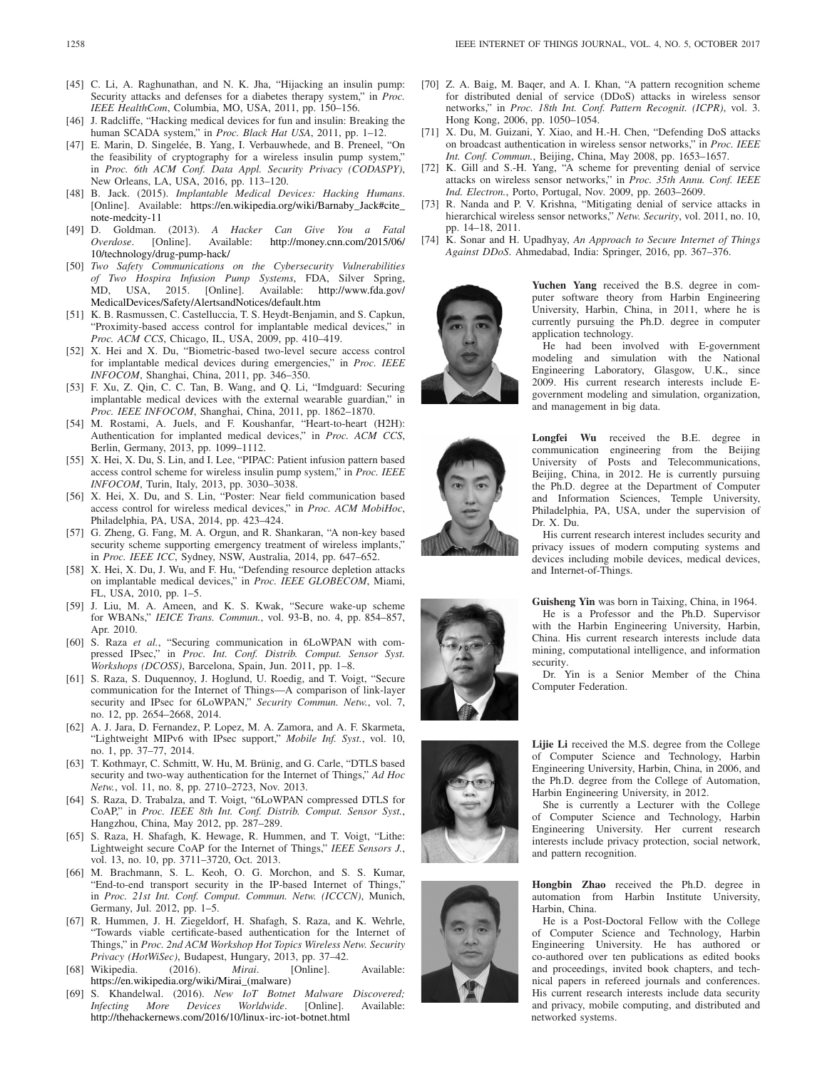[45] C. Li, A. Raghunathan, and N. K. Jha, "Hijacking an insulin pump: Security attacks and defenses for a diabetes therapy system," in *Proc. IEEE HealthCom*, Columbia, MO, USA, 2011, pp. 150–156.

[46] J. Radcliffe, "Hacking medical devices for fun and insulin: Breaking the human SCADA system," in *Proc. Black Hat USA*, 2011, pp. 1–12.

[47] E. Marin, D. Singelée, B. Yang, I. Verbauwhede, and B. Preneel, "On the feasibility of cryptography for a wireless insulin pump system," in *Proc. 6th ACM Conf. Data Appl. Security Privacy (CODASPY)*, New Orleans, LA, USA, 2016, pp. 113–120.

[48] B. Jack. (2015). *Implantable Medical Devices: Hacking Humans*. [Online]. Available: https://en.wikipedia.org/wiki/Barnaby_Jack#cite_note-medcity-11

[49] D. Goldman. (2013). *A Hacker Can Give You a Fatal Overdose*. [Online]. Available: http://money.cnn.com/2015/06/10/technology/drug-pump-hack/

[50] *Two Safety Communications on the Cybersecurity Vulnerabilities of Two Hospira Infusion Pump Systems*, FDA, Silver Spring, MD, USA, 2015. [Online]. Available: http://www.fda.gov/MedicalDevices/Safety/AlertsandNotices/default.htm

[51] K. B. Rasmussen, C. Castelluccia, T. S. Heydt-Benjamin, and S. Capkun, "Proximity-based access control for implantable medical devices," in *Proc. ACM CCS*, Chicago, IL, USA, 2009, pp. 410–419.

[52] X. Hei and X. Du, "Biometric-based two-level secure access control for implantable medical devices during emergencies," in *Proc. IEEE INFOCOM*, Shanghai, China, 2011, pp. 346–350.

[53] F. Xu, Z. Qin, C. C. Tan, B. Wang, and Q. Li, "Imdguard: Securing implantable medical devices with the external wearable guardian," in *Proc. IEEE INFOCOM*, Shanghai, China, 2011, pp. 1862–1870.

[54] M. Rostami, A. Juels, and F. Koushanfar, "Heart-to-heart (H2H): Authentication for implanted medical devices," in *Proc. ACM CCS*, Berlin, Germany, 2013, pp. 1099–1112.

[55] X. Hei, X. Du, S. Lin, and I. Lee, "PIPAC: Patient infusion pattern based access control scheme for wireless insulin pump system," in *Proc. IEEE INFOCOM*, Turin, Italy, 2013, pp. 3030–3038.

[56] X. Hei, X. Du, and S. Lin, "Poster: Near field communication based access control for wireless medical devices," in *Proc. ACM MobiHoc*, Philadelphia, PA, USA, 2014, pp. 423–424.

[57] G. Zheng, G. Fang, M. A. Orgun, and R. Shankaran, "A non-key based security scheme supporting emergency treatment of wireless implants," in *Proc. IEEE ICC*, Sydney, NSW, Australia, 2014, pp. 647–652.

[58] X. Hei, X. Du, J. Wu, and F. Hu, "Defending resource depletion attacks on implantable medical devices," in *Proc. IEEE GLOBECOM*, Miami, FL, USA, 2010, pp. 1–5.

[59] J. Liu, M. A. Ameen, and K. S. Kwak, "Secure wake-up scheme for WBANs," *IEICE Trans. Commun.*, vol. 93-B, no. 4, pp. 854–857, Apr. 2010.

[60] S. Raza *et al.*, "Securing communication in 6LoWPAN with compressed IPsec," in *Proc. Int. Conf. Distrib. Comput. Sensor Syst. Workshops (DCOSS)*, Barcelona, Spain, Jun. 2011, pp. 1–8.

[61] S. Raza, S. Duquennoy, J. Hoglund, U. Roedig, and T. Voigt, "Secure communication for the Internet of Things—A comparison of link-layer security and IPsec for 6LoWPAN," *Security Commun. Netw.*, vol. 7, no. 12, pp. 2654–2668, 2014.

[62] A. J. Jara, D. Fernandez, P. Lopez, M. A. Zamora, and A. F. Skarmeta, "Lightweight MIPv6 with IPsec support," *Mobile Inf. Syst.*, vol. 10, no. 1, pp. 37–77, 2014.

[63] T. Kothmayr, C. Schmitt, W. Hu, M. Brünig, and G. Carle, "DTLS based security and two-way authentication for the Internet of Things," *Ad Hoc Netw.*, vol. 11, no. 8, pp. 2710–2723, Nov. 2013.

[64] S. Raza, D. Trabalza, and T. Voigt, "6LoWPAN compressed DTLS for CoAP," in *Proc. IEEE 8th Int. Conf. Distrib. Comput. Sensor Syst.*, Hangzhou, China, May 2012, pp. 287–289.

[65] S. Raza, H. Shafagh, K. Hewage, R. Hummen, and T. Voigt, "Lithe: Lightweight secure CoAP for the Internet of Things," *IEEE Sensors J.*, vol. 13, no. 10, pp. 3711–3720, Oct. 2013.

[66] M. Brachmann, S. L. Keoh, O. G. Morchon, and S. S. Kumar, "End-to-end transport security in the IP-based Internet of Things," in *Proc. 21st Int. Conf. Comput. Commun. Netw. (ICCCN)*, Munich, Germany, Jul. 2012, pp. 1–5.

[67] R. Hummen, J. H. Ziegeldorf, H. Shafagh, S. Raza, and K. Wehrle, "Towards viable certificate-based authentication for the Internet of Things," in *Proc. 2nd ACM Workshop Hot Topics Wireless Netw. Security Privacy (HotWiSec)*, Budapest, Hungary, 2013, pp. 37–42.

[68] Wikipedia. (2016). *Mirai*. [Online]. Available: https://en.wikipedia.org/wiki/Mirai_(malware)

[69] S. Khandelwal. (2016). *New IoT Botnet Malware Discovered; Infecting More Devices Worldwide*. [Online]. Available: http://thehackernews.com/2016/10/linux-irc-iot-botnet.html

[70] Z. A. Baig, M. Baqer, and A. I. Khan, "A pattern recognition scheme for distributed denial of service (DDoS) attacks in wireless sensor networks," in *Proc. 18th Int. Conf. Pattern Recognit. (ICPR)*, vol. 3. Hong Kong, 2006, pp. 1050–1054.

[71] X. Du, M. Guizani, Y. Xiao, and H.-H. Chen, "Defending DoS attacks on broadcast authentication in wireless sensor networks," in *Proc. IEEE Int. Conf. Commun.*, Beijing, China, May 2008, pp. 1653–1657.

[72] K. Gill and S.-H. Yang, "A scheme for preventing denial of service attacks on wireless sensor networks," in *Proc. 35th Annu. Conf. IEEE Ind. Electron.*, Porto, Portugal, Nov. 2009, pp. 2603–2609.

[73] R. Nanda and P. V. Krishna, "Mitigating denial of service attacks in hierarchical wireless sensor networks," *Netw. Security*, vol. 2011, no. 10, pp. 14–18, 2011.

[74] K. Sonar and H. Upadhyay, *An Approach to Secure Internet of Things Against DDoS*. Ahmedabad, India: Springer, 2016, pp. 367–376.

**Yuchen Yang** received the B.S. degree in computer software theory from Harbin Engineering University, Harbin, China, in 2011, where he is currently pursuing the Ph.D. degree in computer application technology.

He had been involved with E-government modeling and simulation with the National Engineering Laboratory, Glasgow, U.K., since 2009. His current research interests include E-government modeling and simulation, organization, and management in big data.

**Longfei Wu** received the B.E. degree in communication engineering from the Beijing University of Posts and Telecommunications, Beijing, China, in 2012. He is currently pursuing the Ph.D. degree at the Department of Computer and Information Sciences, Temple University, Philadelphia, PA, USA, under the supervision of Dr. X. Du.

His current research interest includes security and privacy issues of modern computing systems and devices including mobile devices, medical devices, and Internet-of-Things.

**Guisheng Yin** was born in Taixing, China, in 1964.

He is a Professor and the Ph.D. Supervisor with the Harbin Engineering University, Harbin, China. His current research interests include data mining, computational intelligence, and information security.

Dr. Yin is a Senior Member of the China Computer Federation.

**Lijie Li** received the M.S. degree from the College of Computer Science and Technology, Harbin Engineering University, Harbin, China, in 2006, and the Ph.D. degree from the College of Automation, Harbin Engineering University, in 2012.

She is currently a Lecturer with the College of Computer Science and Technology, Harbin Engineering University. Her current research interests include privacy protection, social network, and pattern recognition.

**Hongbin Zhao** received the Ph.D. degree in automation from Harbin Institute University, Harbin, China.

He is a Post-Doctoral Fellow with the College of Computer Science and Technology, Harbin Engineering University. He has authored or co-authored over ten publications as edited books and proceedings, invited book chapters, and technical papers in refereed journals and conferences. His current research interests include data security and privacy, mobile computing, and distributed and networked systems.